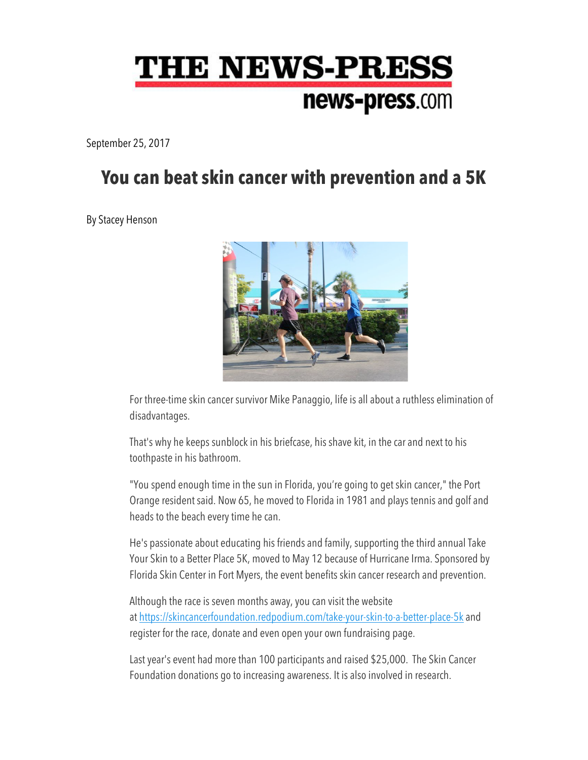# THE NEWS-PRESS

news-press.com

September 25, 2017

## You can beat skin cancer with prevention and a 5K

By Stacey Henson

For three-time skin cancer survivor Mike Panaggio, life is all about a ruthless elimination of disadvantages.

That's why he keeps sunblock in his briefcase, his shave kit, in the car and next to his toothpaste in his bathroom.

"You spend enough time in the sun in Florida, you're going to get skin cancer," the Port Orange resident said. Now 65, he moved to Florida in 1981 and plays tennis and golf and heads to the beach every time he can.

He's passionate about educating his friends and family, supporting the third annual Take Your Skin to a Better Place 5K, moved to May 12 because of Hurricane Irma. Sponsored by Florida Skin Center in Fort Myers, the event benefits skin cancer research and prevention.

Although the race is seven months away, you can visit the website at https://skincancerfoundation.redpodium.com/take-your-skin-to-a-better-place-5k and register for the race, donate and even open your own fundraising page.

Last year's event had more than 100 participants and raised $25,000. The Skin Cancer Foundation donations go to increasing awareness. It is also involved in research.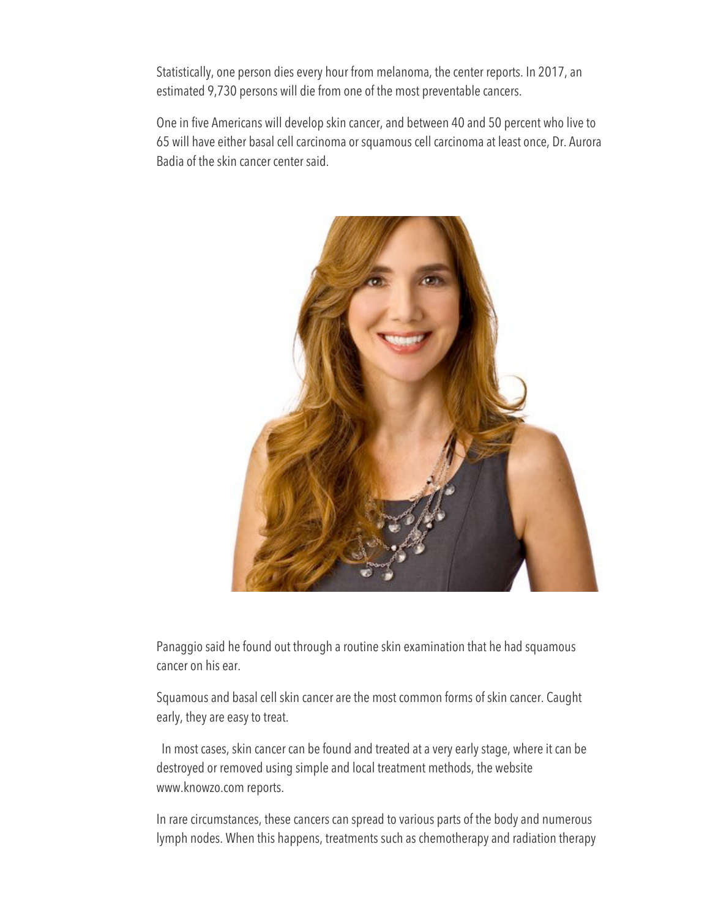Statistically, one person dies every hour from melanoma, the center reports. In 2017, an estimated 9,730 persons will die from one of the most preventable cancers.

One in five Americans will develop skin cancer, and between 40 and 50 percent who live to 65 will have either basal cell carcinoma or squamous cell carcinoma at least once, Dr. Aurora Badia of the skin cancer center said.

Panaggio said he found out through a routine skin examination that he had squamous cancer on his ear.

Squamous and basal cell skin cancer are the most common forms of skin cancer. Caught early, they are easy to treat.

In most cases, skin cancer can be found and treated at a very early stage, where it can be destroyed or removed using simple and local treatment methods, the website www.knowzo.com reports.

In rare circumstances, these cancers can spread to various parts of the body and numerous lymph nodes. When this happens, treatments such as chemotherapy and radiation therapy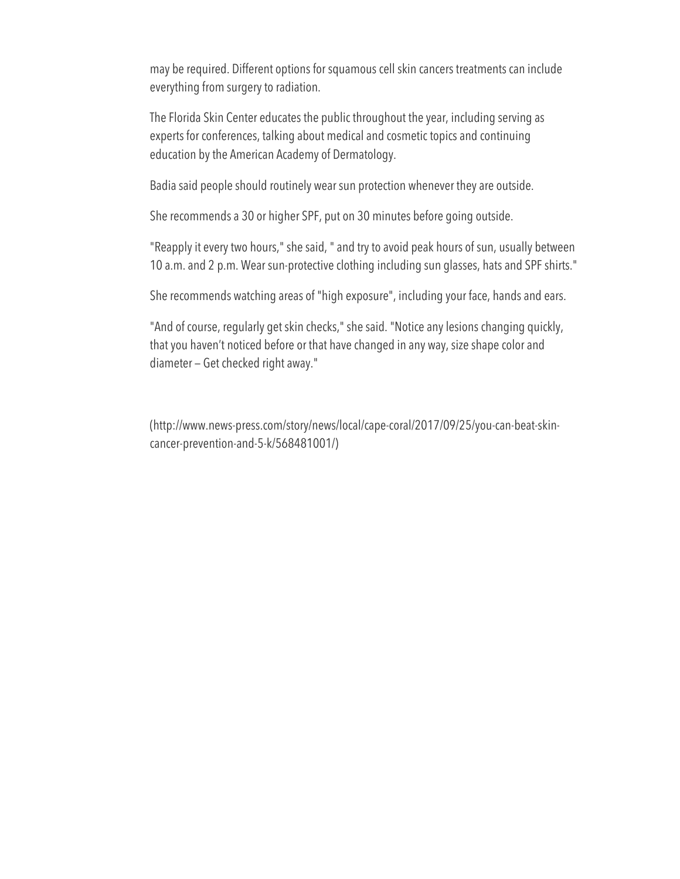may be required. Different options for squamous cell skin cancers treatments can include everything from surgery to radiation.

The Florida Skin Center educates the public throughout the year, including serving as experts for conferences, talking about medical and cosmetic topics and continuing education by the American Academy of Dermatology.

Badia said people should routinely wear sun protection whenever they are outside.

She recommends a 30 or higher SPF, put on 30 minutes before going outside.

"Reapply it every two hours," she said, " and try to avoid peak hours of sun, usually between 10 a.m. and 2 p.m. Wear sun-protective clothing including sun glasses, hats and SPF shirts."

She recommends watching areas of "high exposure", including your face, hands and ears.

"And of course, regularly get skin checks," she said. "Notice any lesions changing quickly, that you haven't noticed before or that have changed in any way, size shape color and diameter – Get checked right away."

(http://www.news-press.com/story/news/local/cape-coral/2017/09/25/you-can-beat-skin-cancer-prevention-and-5-k/568481001/)